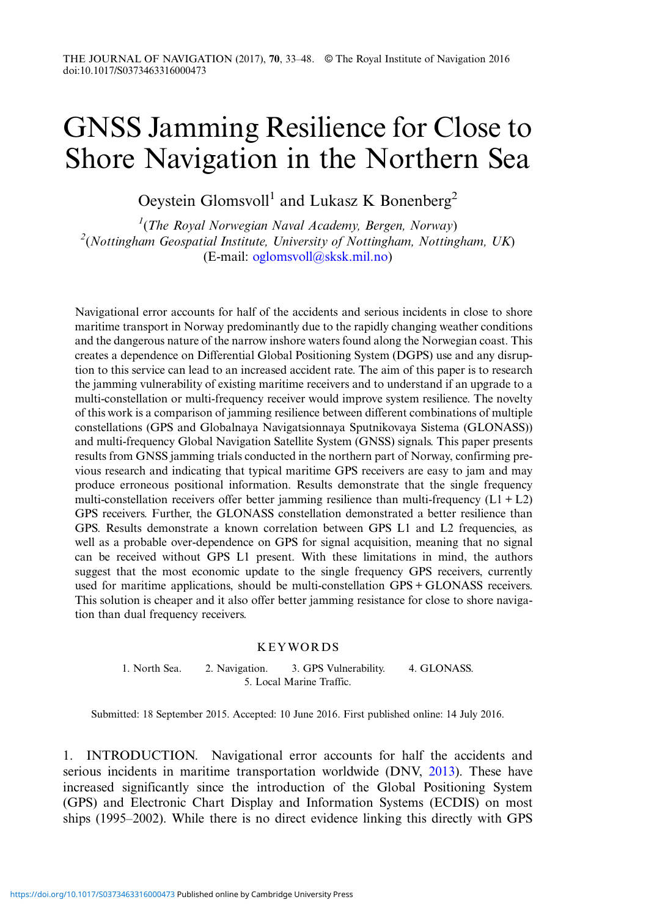# GNSS Jamming Resilience for Close to Shore Navigation in the Northern Sea

Oeystein Glomsvoll[1] and Lukasz K Bonenberg[2]

[1](*The Royal Norwegian Naval Academy, Bergen, Norway*)
[2](*Nottingham Geospatial Institute, University of Nottingham, Nottingham, UK*)
(E-mail: oglomsvoll@sksk.mil.no)

Navigational error accounts for half of the accidents and serious incidents in close to shore maritime transport in Norway predominantly due to the rapidly changing weather conditions and the dangerous nature of the narrow inshore waters found along the Norwegian coast. This creates a dependence on Differential Global Positioning System (DGPS) use and any disruption to this service can lead to an increased accident rate. The aim of this paper is to research the jamming vulnerability of existing maritime receivers and to understand if an upgrade to a multi-constellation or multi-frequency receiver would improve system resilience. The novelty of this work is a comparison of jamming resilience between different combinations of multiple constellations (GPS and Globalnaya Navigatsionnaya Sputnikovaya Sistema (GLONASS)) and multi-frequency Global Navigation Satellite System (GNSS) signals. This paper presents results from GNSS jamming trials conducted in the northern part of Norway, confirming previous research and indicating that typical maritime GPS receivers are easy to jam and may produce erroneous positional information. Results demonstrate that the single frequency multi-constellation receivers offer better jamming resilience than multi-frequency (L1 + L2) GPS receivers. Further, the GLONASS constellation demonstrated a better resilience than GPS. Results demonstrate a known correlation between GPS L1 and L2 frequencies, as well as a probable over-dependence on GPS for signal acquisition, meaning that no signal can be received without GPS L1 present. With these limitations in mind, the authors suggest that the most economic update to the single frequency GPS receivers, currently used for maritime applications, should be multi-constellation GPS + GLONASS receivers. This solution is cheaper and it also offer better jamming resistance for close to shore navigation than dual frequency receivers.

## KEYWORDS

1. North Sea. 2. Navigation. 3. GPS Vulnerability. 4. GLONASS. 5. Local Marine Traffic.

Submitted: 18 September 2015. Accepted: 10 June 2016. First published online: 14 July 2016.

## 1. INTRODUCTION.

Navigational error accounts for half the accidents and serious incidents in maritime transportation worldwide (DNV, 2013). These have increased significantly since the introduction of the Global Positioning System (GPS) and Electronic Chart Display and Information Systems (ECDIS) on most ships (1995–2002). While there is no direct evidence linking this directly with GPS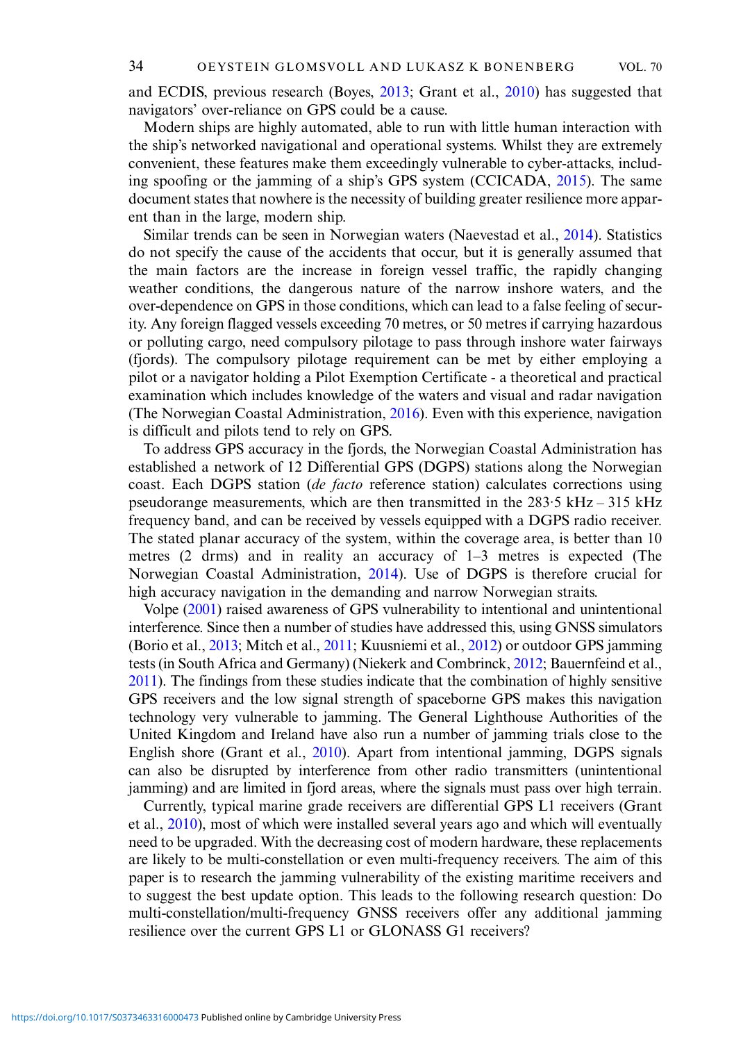and ECDIS, previous research (Boyes, 2013; Grant et al., 2010) has suggested that navigators' over-reliance on GPS could be a cause.

Modern ships are highly automated, able to run with little human interaction with the ship's networked navigational and operational systems. Whilst they are extremely convenient, these features make them exceedingly vulnerable to cyber-attacks, including spoofing or the jamming of a ship's GPS system (CCICADA, 2015). The same document states that nowhere is the necessity of building greater resilience more apparent than in the large, modern ship.

Similar trends can be seen in Norwegian waters (Naevestad et al., 2014). Statistics do not specify the cause of the accidents that occur, but it is generally assumed that the main factors are the increase in foreign vessel traffic, the rapidly changing weather conditions, the dangerous nature of the narrow inshore waters, and the over-dependence on GPS in those conditions, which can lead to a false feeling of security. Any foreign flagged vessels exceeding 70 metres, or 50 metres if carrying hazardous or polluting cargo, need compulsory pilotage to pass through inshore water fairways (fjords). The compulsory pilotage requirement can be met by either employing a pilot or a navigator holding a Pilot Exemption Certificate - a theoretical and practical examination which includes knowledge of the waters and visual and radar navigation (The Norwegian Coastal Administration, 2016). Even with this experience, navigation is difficult and pilots tend to rely on GPS.

To address GPS accuracy in the fjords, the Norwegian Coastal Administration has established a network of 12 Differential GPS (DGPS) stations along the Norwegian coast. Each DGPS station (*de facto* reference station) calculates corrections using pseudorange measurements, which are then transmitted in the 283·5 kHz – 315 kHz frequency band, and can be received by vessels equipped with a DGPS radio receiver. The stated planar accuracy of the system, within the coverage area, is better than 10 metres (2 drms) and in reality an accuracy of 1–3 metres is expected (The Norwegian Coastal Administration, 2014). Use of DGPS is therefore crucial for high accuracy navigation in the demanding and narrow Norwegian straits.

Volpe (2001) raised awareness of GPS vulnerability to intentional and unintentional interference. Since then a number of studies have addressed this, using GNSS simulators (Borio et al., 2013; Mitch et al., 2011; Kuusniemi et al., 2012) or outdoor GPS jamming tests (in South Africa and Germany) (Niekerk and Combrinck, 2012; Bauernfeind et al., 2011). The findings from these studies indicate that the combination of highly sensitive GPS receivers and the low signal strength of spaceborne GPS makes this navigation technology very vulnerable to jamming. The General Lighthouse Authorities of the United Kingdom and Ireland have also run a number of jamming trials close to the English shore (Grant et al., 2010). Apart from intentional jamming, DGPS signals can also be disrupted by interference from other radio transmitters (unintentional jamming) and are limited in fjord areas, where the signals must pass over high terrain.

Currently, typical marine grade receivers are differential GPS L1 receivers (Grant et al., 2010), most of which were installed several years ago and which will eventually need to be upgraded. With the decreasing cost of modern hardware, these replacements are likely to be multi-constellation or even multi-frequency receivers. The aim of this paper is to research the jamming vulnerability of the existing maritime receivers and to suggest the best update option. This leads to the following research question: Do multi-constellation/multi-frequency GNSS receivers offer any additional jamming resilience over the current GPS L1 or GLONASS G1 receivers?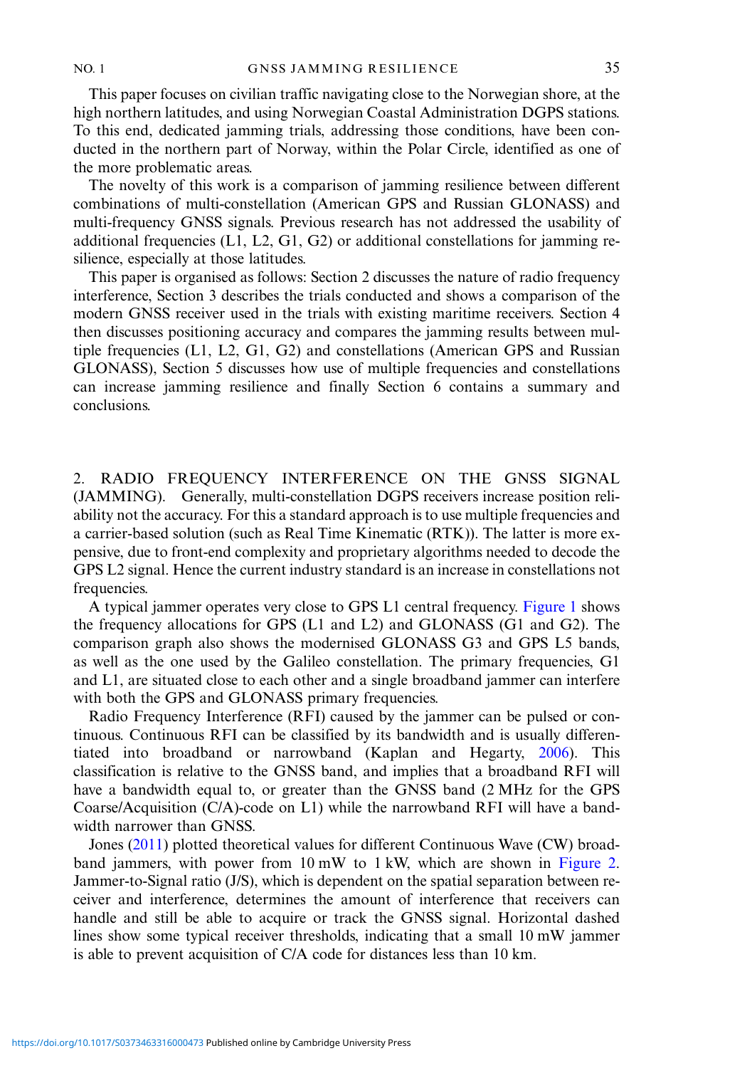This paper focuses on civilian traffic navigating close to the Norwegian shore, at the high northern latitudes, and using Norwegian Coastal Administration DGPS stations. To this end, dedicated jamming trials, addressing those conditions, have been conducted in the northern part of Norway, within the Polar Circle, identified as one of the more problematic areas.

The novelty of this work is a comparison of jamming resilience between different combinations of multi-constellation (American GPS and Russian GLONASS) and multi-frequency GNSS signals. Previous research has not addressed the usability of additional frequencies (L1, L2, G1, G2) or additional constellations for jamming resilience, especially at those latitudes.

This paper is organised as follows: Section 2 discusses the nature of radio frequency interference, Section 3 describes the trials conducted and shows a comparison of the modern GNSS receiver used in the trials with existing maritime receivers. Section 4 then discusses positioning accuracy and compares the jamming results between multiple frequencies (L1, L2, G1, G2) and constellations (American GPS and Russian GLONASS), Section 5 discusses how use of multiple frequencies and constellations can increase jamming resilience and finally Section 6 contains a summary and conclusions.

## 2. RADIO FREQUENCY INTERFERENCE ON THE GNSS SIGNAL (JAMMING).

Generally, multi-constellation DGPS receivers increase position reliability not the accuracy. For this a standard approach is to use multiple frequencies and a carrier-based solution (such as Real Time Kinematic (RTK)). The latter is more expensive, due to front-end complexity and proprietary algorithms needed to decode the GPS L2 signal. Hence the current industry standard is an increase in constellations not frequencies.

A typical jammer operates very close to GPS L1 central frequency. Figure 1 shows the frequency allocations for GPS (L1 and L2) and GLONASS (G1 and G2). The comparison graph also shows the modernised GLONASS G3 and GPS L5 bands, as well as the one used by the Galileo constellation. The primary frequencies, G1 and L1, are situated close to each other and a single broadband jammer can interfere with both the GPS and GLONASS primary frequencies.

Radio Frequency Interference (RFI) caused by the jammer can be pulsed or continuous. Continuous RFI can be classified by its bandwidth and is usually differentiated into broadband or narrowband (Kaplan and Hegarty, 2006). This classification is relative to the GNSS band, and implies that a broadband RFI will have a bandwidth equal to, or greater than the GNSS band (2 MHz for the GPS Coarse/Acquisition (C/A)-code on L1) while the narrowband RFI will have a bandwidth narrower than GNSS.

Jones (2011) plotted theoretical values for different Continuous Wave (CW) broadband jammers, with power from 10 mW to 1 kW, which are shown in Figure 2. Jammer-to-Signal ratio (J/S), which is dependent on the spatial separation between receiver and interference, determines the amount of interference that receivers can handle and still be able to acquire or track the GNSS signal. Horizontal dashed lines show some typical receiver thresholds, indicating that a small 10 mW jammer is able to prevent acquisition of C/A code for distances less than 10 km.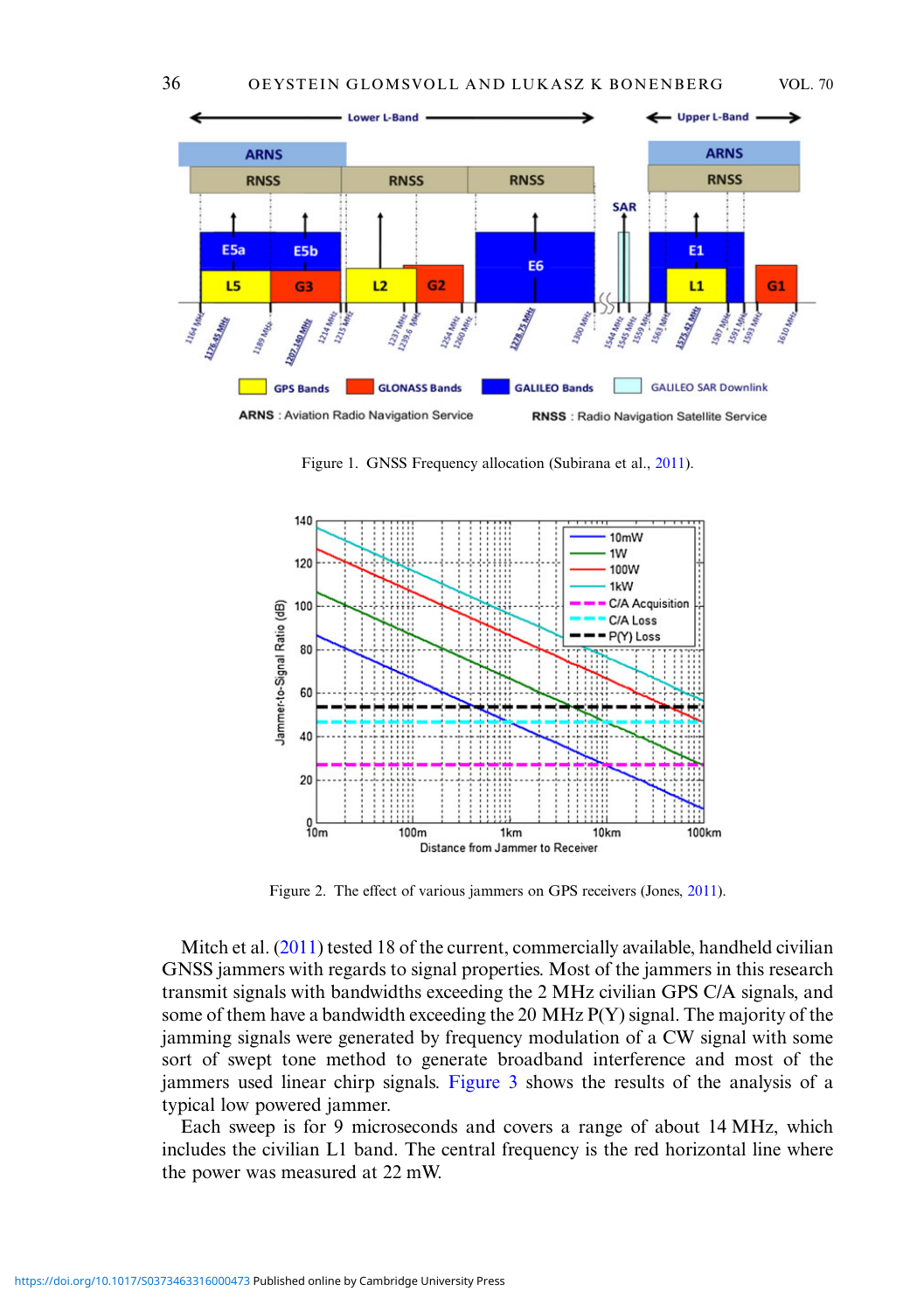Figure 1. GNSS Frequency allocation (Subirana et al., 2011).

Figure 2. The effect of various jammers on GPS receivers (Jones, 2011).

Mitch et al. (2011) tested 18 of the current, commercially available, handheld civilian GNSS jammers with regards to signal properties. Most of the jammers in this research transmit signals with bandwidths exceeding the 2 MHz civilian GPS C/A signals, and some of them have a bandwidth exceeding the 20 MHz P(Y) signal. The majority of the jamming signals were generated by frequency modulation of a CW signal with some sort of swept tone method to generate broadband interference and most of the jammers used linear chirp signals. Figure 3 shows the results of the analysis of a typical low powered jammer.

Each sweep is for 9 microseconds and covers a range of about 14 MHz, which includes the civilian L1 band. The central frequency is the red horizontal line where the power was measured at 22 mW.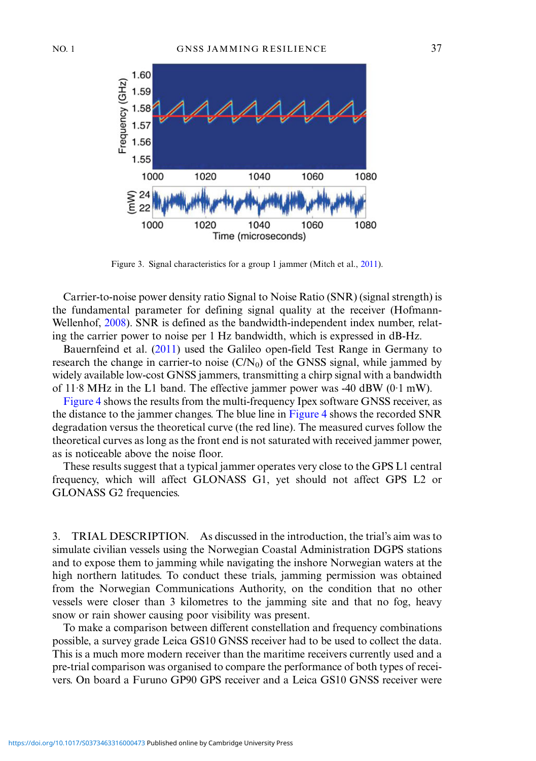Figure 3. Signal characteristics for a group 1 jammer (Mitch et al., 2011).

Carrier-to-noise power density ratio Signal to Noise Ratio (SNR) (signal strength) is the fundamental parameter for defining signal quality at the receiver (Hofmann-Wellenhof, 2008). SNR is defined as the bandwidth-independent index number, relating the carrier power to noise per 1 Hz bandwidth, which is expressed in dB-Hz.

Bauernfeind et al. (2011) used the Galileo open-field Test Range in Germany to research the change in carrier-to noise ($C/N_0$) of the GNSS signal, while jammed by widely available low-cost GNSS jammers, transmitting a chirp signal with a bandwidth of 11·8 MHz in the L1 band. The effective jammer power was -40 dBW (0·1 mW). Figure 4 shows the results from the multi-frequency Ipex software GNSS receiver, as the distance to the jammer changes. The blue line in Figure 4 shows the recorded SNR degradation versus the theoretical curve (the red line). The measured curves follow the theoretical curves as long as the front end is not saturated with received jammer power, as is noticeable above the noise floor.

These results suggest that a typical jammer operates very close to the GPS L1 central frequency, which will affect GLONASS G1, yet should not affect GPS L2 or GLONASS G2 frequencies.

## 3. TRIAL DESCRIPTION.

As discussed in the introduction, the trial's aim was to simulate civilian vessels using the Norwegian Coastal Administration DGPS stations and to expose them to jamming while navigating the inshore Norwegian waters at the high northern latitudes. To conduct these trials, jamming permission was obtained from the Norwegian Communications Authority, on the condition that no other vessels were closer than 3 kilometres to the jamming site and that no fog, heavy snow or rain shower causing poor visibility was present.

To make a comparison between different constellation and frequency combinations possible, a survey grade Leica GS10 GNSS receiver had to be used to collect the data. This is a much more modern receiver than the maritime receivers currently used and a pre-trial comparison was organised to compare the performance of both types of receivers. On board a Furuno GP90 GPS receiver and a Leica GS10 GNSS receiver were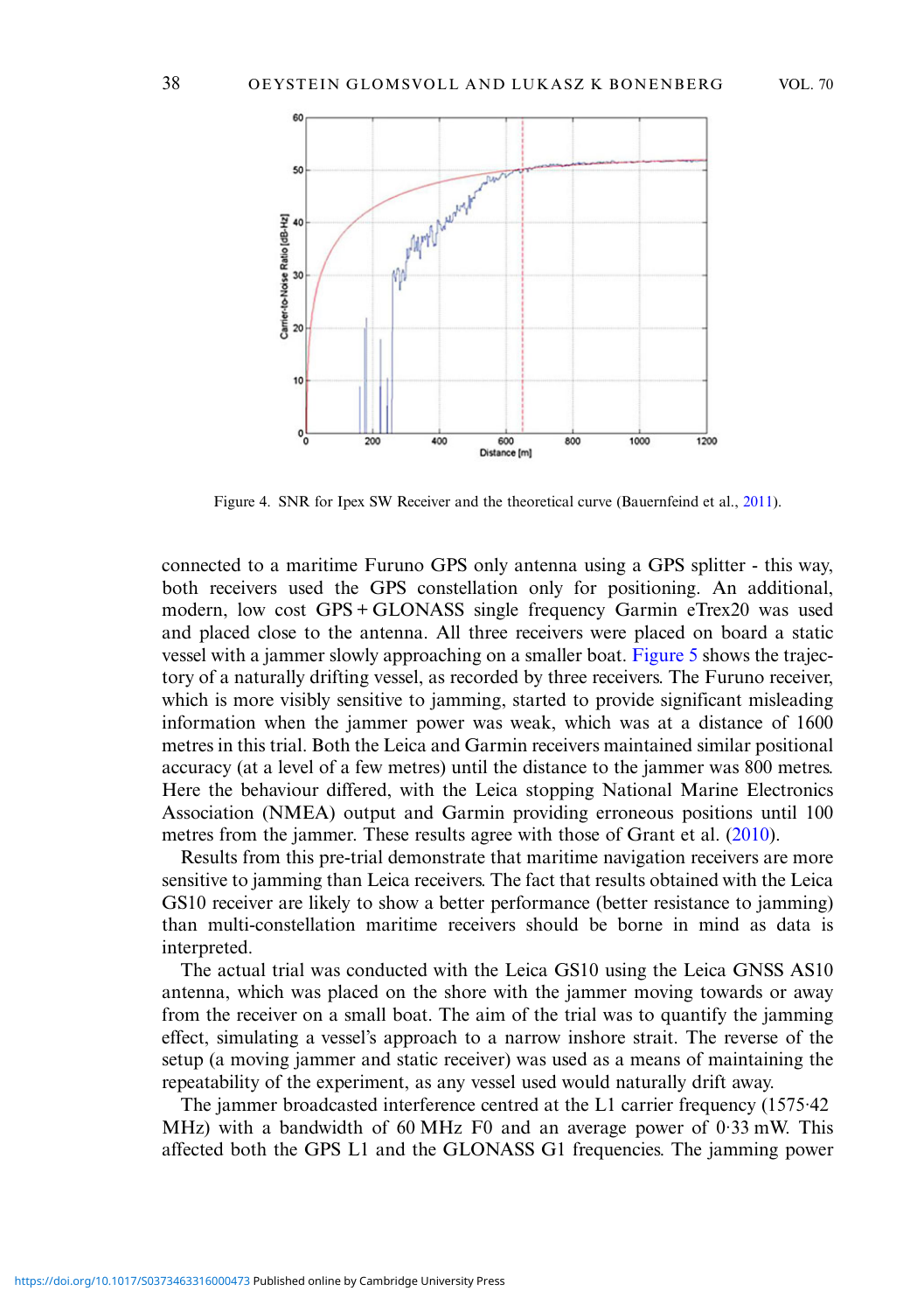Figure 4. SNR for Ipex SW Receiver and the theoretical curve (Bauernfeind et al., 2011).

connected to a maritime Furuno GPS only antenna using a GPS splitter - this way, both receivers used the GPS constellation only for positioning. An additional, modern, low cost GPS + GLONASS single frequency Garmin eTrex20 was used and placed close to the antenna. All three receivers were placed on board a static vessel with a jammer slowly approaching on a smaller boat. Figure 5 shows the trajectory of a naturally drifting vessel, as recorded by three receivers. The Furuno receiver, which is more visibly sensitive to jamming, started to provide significant misleading information when the jammer power was weak, which was at a distance of 1600 metres in this trial. Both the Leica and Garmin receivers maintained similar positional accuracy (at a level of a few metres) until the distance to the jammer was 800 metres. Here the behaviour differed, with the Leica stopping National Marine Electronics Association (NMEA) output and Garmin providing erroneous positions until 100 metres from the jammer. These results agree with those of Grant et al. (2010).

Results from this pre-trial demonstrate that maritime navigation receivers are more sensitive to jamming than Leica receivers. The fact that results obtained with the Leica GS10 receiver are likely to show a better performance (better resistance to jamming) than multi-constellation maritime receivers should be borne in mind as data is interpreted.

The actual trial was conducted with the Leica GS10 using the Leica GNSS AS10 antenna, which was placed on the shore with the jammer moving towards or away from the receiver on a small boat. The aim of the trial was to quantify the jamming effect, simulating a vessel's approach to a narrow inshore strait. The reverse of the setup (a moving jammer and static receiver) was used as a means of maintaining the repeatability of the experiment, as any vessel used would naturally drift away.

The jammer broadcasted interference centred at the L1 carrier frequency (1575·42 MHz) with a bandwidth of 60 MHz F0 and an average power of 0·33 mW. This affected both the GPS L1 and the GLONASS G1 frequencies. The jamming power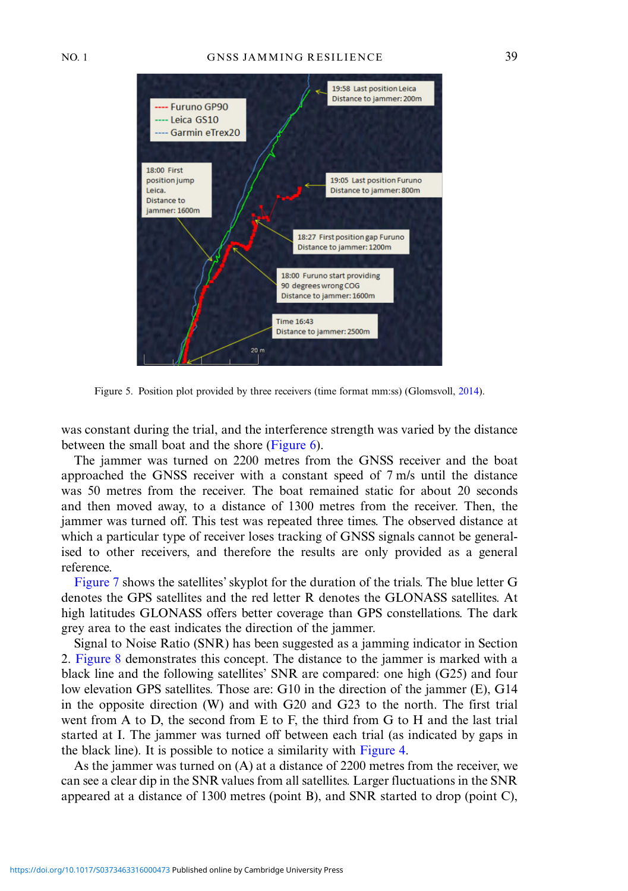Figure 5. Position plot provided by three receivers (time format mm:ss) (Glomsvoll, 2014).

was constant during the trial, and the interference strength was varied by the distance between the small boat and the shore (Figure 6).

The jammer was turned on 2200 metres from the GNSS receiver and the boat approached the GNSS receiver with a constant speed of 7 m/s until the distance was 50 metres from the receiver. The boat remained static for about 20 seconds and then moved away, to a distance of 1300 metres from the receiver. Then, the jammer was turned off. This test was repeated three times. The observed distance at which a particular type of receiver loses tracking of GNSS signals cannot be generalised to other receivers, and therefore the results are only provided as a general reference.

Figure 7 shows the satellites' skyplot for the duration of the trials. The blue letter G denotes the GPS satellites and the red letter R denotes the GLONASS satellites. At high latitudes GLONASS offers better coverage than GPS constellations. The dark grey area to the east indicates the direction of the jammer.

Signal to Noise Ratio (SNR) has been suggested as a jamming indicator in Section 2. Figure 8 demonstrates this concept. The distance to the jammer is marked with a black line and the following satellites' SNR are compared: one high (G25) and four low elevation GPS satellites. Those are: G10 in the direction of the jammer (E), G14 in the opposite direction (W) and with G20 and G23 to the north. The first trial went from A to D, the second from E to F, the third from G to H and the last trial started at I. The jammer was turned off between each trial (as indicated by gaps in the black line). It is possible to notice a similarity with Figure 4.

As the jammer was turned on (A) at a distance of 2200 metres from the receiver, we can see a clear dip in the SNR values from all satellites. Larger fluctuations in the SNR appeared at a distance of 1300 metres (point B), and SNR started to drop (point C),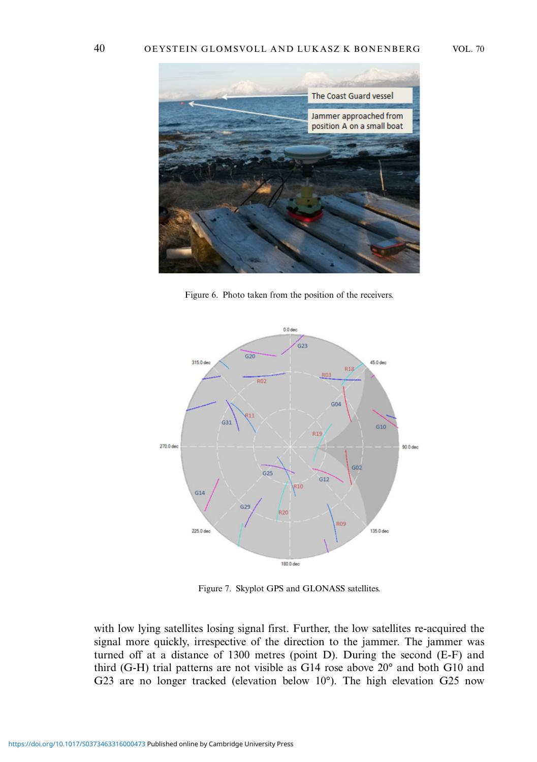Figure 6. Photo taken from the position of the receivers.

Figure 7. Skyplot GPS and GLONASS satellites.

with low lying satellites losing signal first. Further, the low satellites re-acquired the signal more quickly, irrespective of the direction to the jammer. The jammer was turned off at a distance of 1300 metres (point D). During the second (E-F) and third (G-H) trial patterns are not visible as G14 rose above 20° and both G10 and G23 are no longer tracked (elevation below 10°). The high elevation G25 now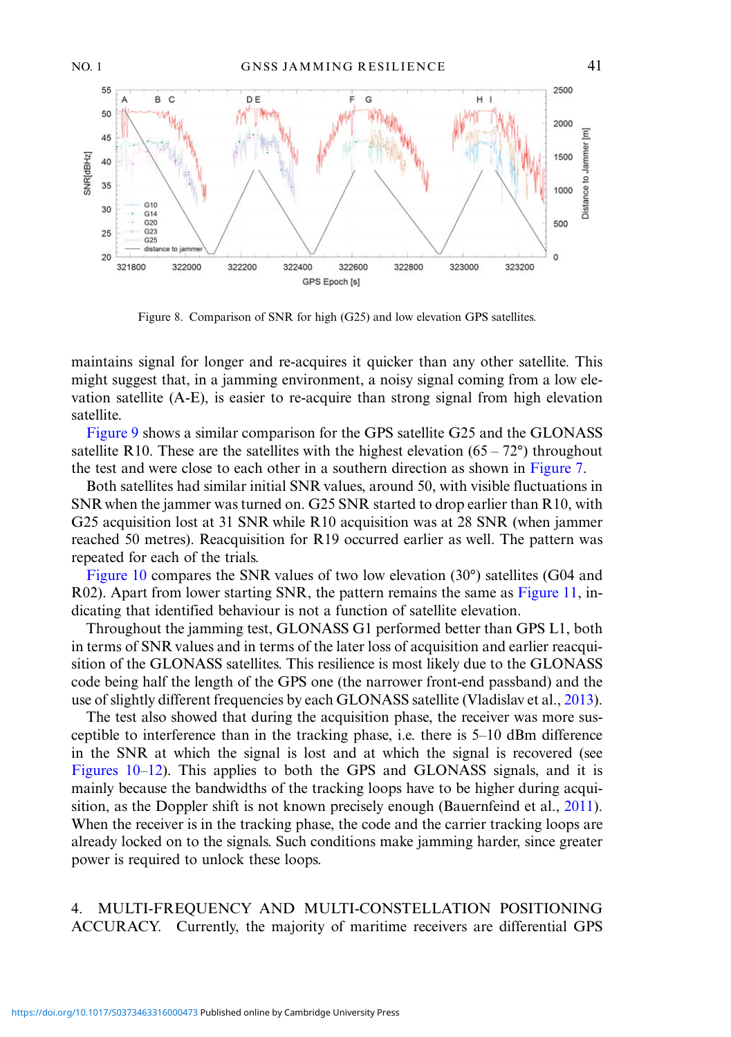Figure 8. Comparison of SNR for high (G25) and low elevation GPS satellites.

maintains signal for longer and re-acquires it quicker than any other satellite. This might suggest that, in a jamming environment, a noisy signal coming from a low elevation satellite (A-E), is easier to re-acquire than strong signal from high elevation satellite.

Figure 9 shows a similar comparison for the GPS satellite G25 and the GLONASS satellite R10. These are the satellites with the highest elevation (65 – 72°) throughout the test and were close to each other in a southern direction as shown in Figure 7.

Both satellites had similar initial SNR values, around 50, with visible fluctuations in SNR when the jammer was turned on. G25 SNR started to drop earlier than R10, with G25 acquisition lost at 31 SNR while R10 acquisition was at 28 SNR (when jammer reached 50 metres). Reacquisition for R19 occurred earlier as well. The pattern was repeated for each of the trials.

Figure 10 compares the SNR values of two low elevation (30°) satellites (G04 and R02). Apart from lower starting SNR, the pattern remains the same as Figure 11, indicating that identified behaviour is not a function of satellite elevation.

Throughout the jamming test, GLONASS G1 performed better than GPS L1, both in terms of SNR values and in terms of the later loss of acquisition and earlier reacquisition of the GLONASS satellites. This resilience is most likely due to the GLONASS code being half the length of the GPS one (the narrower front-end passband) and the use of slightly different frequencies by each GLONASS satellite (Vladislav et al., 2013).

The test also showed that during the acquisition phase, the receiver was more susceptible to interference than in the tracking phase, i.e. there is 5–10 dBm difference in the SNR at which the signal is lost and at which the signal is recovered (see Figures 10–12). This applies to both the GPS and GLONASS signals, and it is mainly because the bandwidths of the tracking loops have to be higher during acquisition, as the Doppler shift is not known precisely enough (Bauernfeind et al., 2011). When the receiver is in the tracking phase, the code and the carrier tracking loops are already locked on to the signals. Such conditions make jamming harder, since greater power is required to unlock these loops.

## 4. MULTI-FREQUENCY AND MULTI-CONSTELLATION POSITIONING ACCURACY.

Currently, the majority of maritime receivers are differential GPS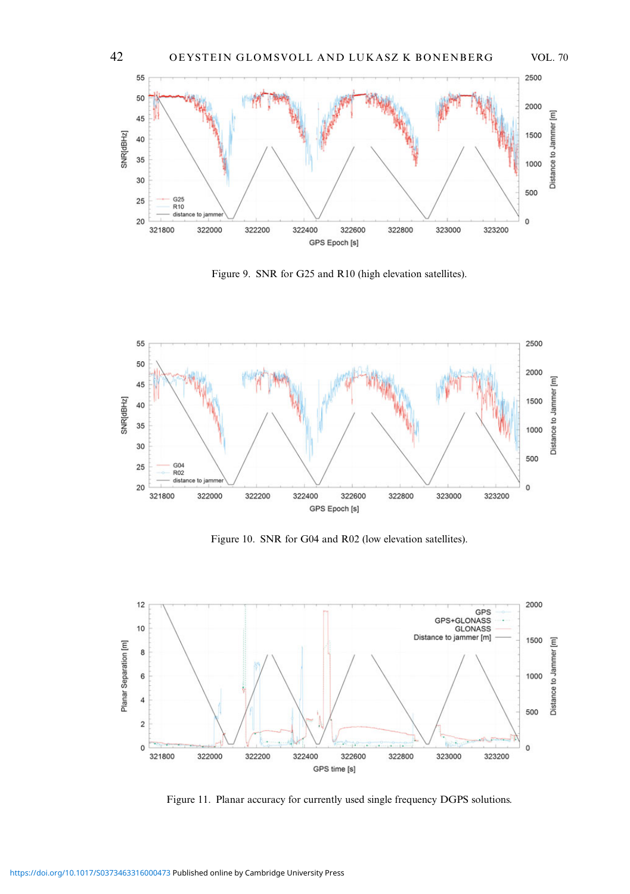Figure 9. SNR for G25 and R10 (high elevation satellites).

Figure 10. SNR for G04 and R02 (low elevation satellites).

Figure 11. Planar accuracy for currently used single frequency DGPS solutions.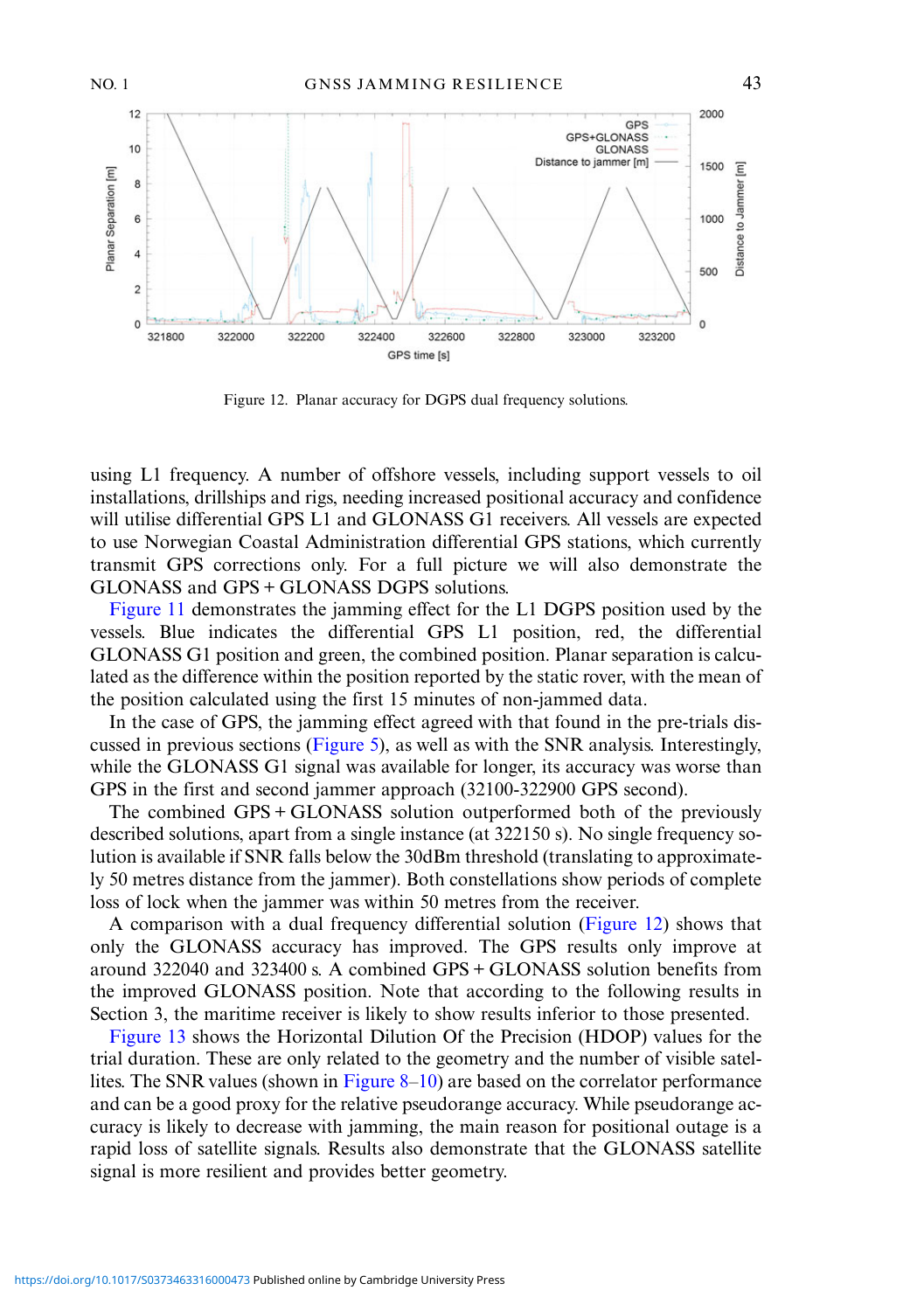Figure 12. Planar accuracy for DGPS dual frequency solutions.

using L1 frequency. A number of offshore vessels, including support vessels to oil installations, drillships and rigs, needing increased positional accuracy and confidence will utilise differential GPS L1 and GLONASS G1 receivers. All vessels are expected to use Norwegian Coastal Administration differential GPS stations, which currently transmit GPS corrections only. For a full picture we will also demonstrate the GLONASS and GPS + GLONASS DGPS solutions.

Figure 11 demonstrates the jamming effect for the L1 DGPS position used by the vessels. Blue indicates the differential GPS L1 position, red, the differential GLONASS G1 position and green, the combined position. Planar separation is calculated as the difference within the position reported by the static rover, with the mean of the position calculated using the first 15 minutes of non-jammed data.

In the case of GPS, the jamming effect agreed with that found in the pre-trials discussed in previous sections (Figure 5), as well as with the SNR analysis. Interestingly, while the GLONASS G1 signal was available for longer, its accuracy was worse than GPS in the first and second jammer approach (32100-322900 GPS second).

The combined GPS + GLONASS solution outperformed both of the previously described solutions, apart from a single instance (at 322150 s). No single frequency solution is available if SNR falls below the 30dBm threshold (translating to approximately 50 metres distance from the jammer). Both constellations show periods of complete loss of lock when the jammer was within 50 metres from the receiver.

A comparison with a dual frequency differential solution (Figure 12) shows that only the GLONASS accuracy has improved. The GPS results only improve at around 322040 and 323400 s. A combined GPS + GLONASS solution benefits from the improved GLONASS position. Note that according to the following results in Section 3, the maritime receiver is likely to show results inferior to those presented.

Figure 13 shows the Horizontal Dilution Of the Precision (HDOP) values for the trial duration. These are only related to the geometry and the number of visible satellites. The SNR values (shown in Figure 8–10) are based on the correlator performance and can be a good proxy for the relative pseudorange accuracy. While pseudorange accuracy is likely to decrease with jamming, the main reason for positional outage is a rapid loss of satellite signals. Results also demonstrate that the GLONASS satellite signal is more resilient and provides better geometry.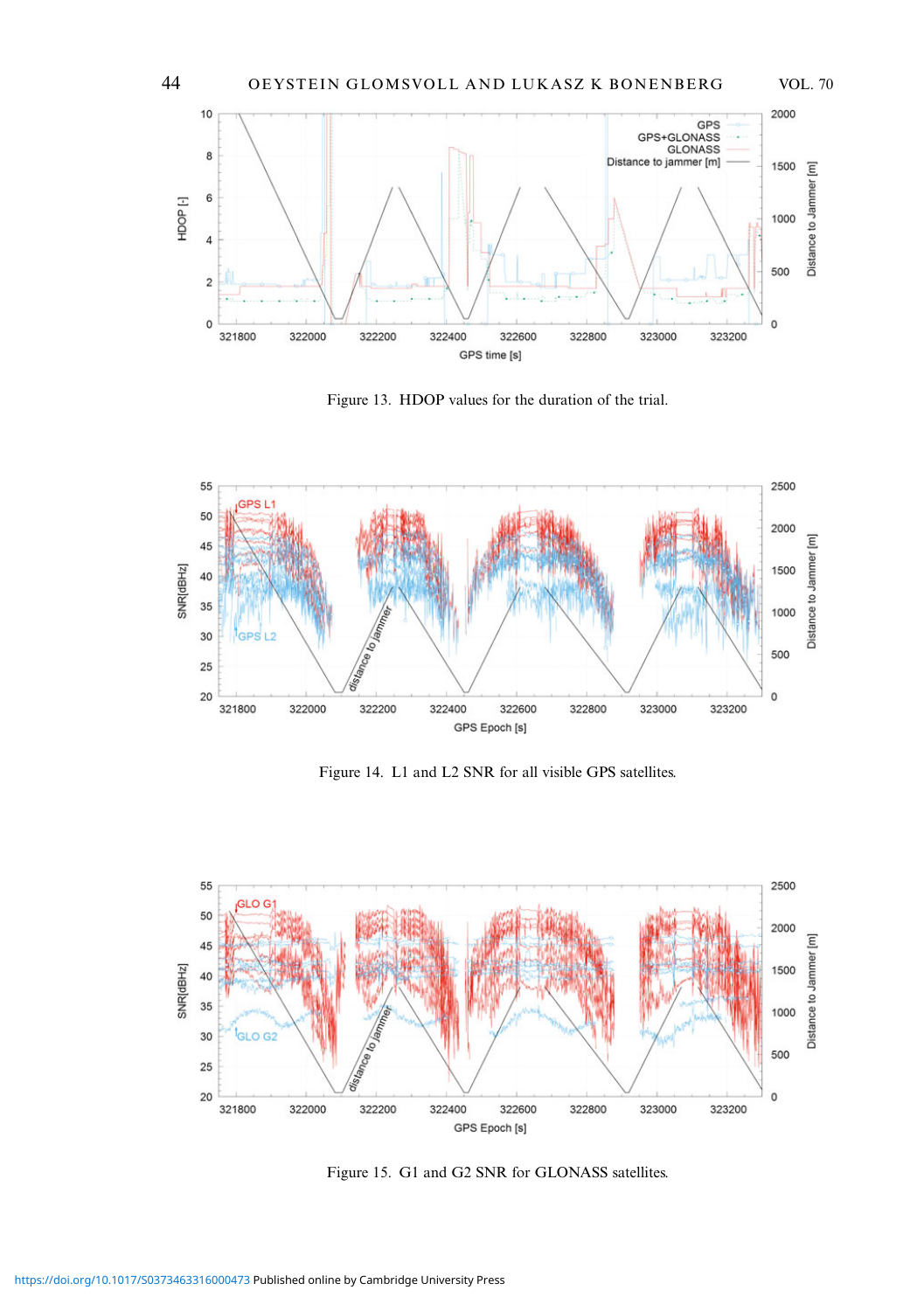Figure 13. HDOP values for the duration of the trial.

Figure 14. L1 and L2 SNR for all visible GPS satellites.

Figure 15. G1 and G2 SNR for GLONASS satellites.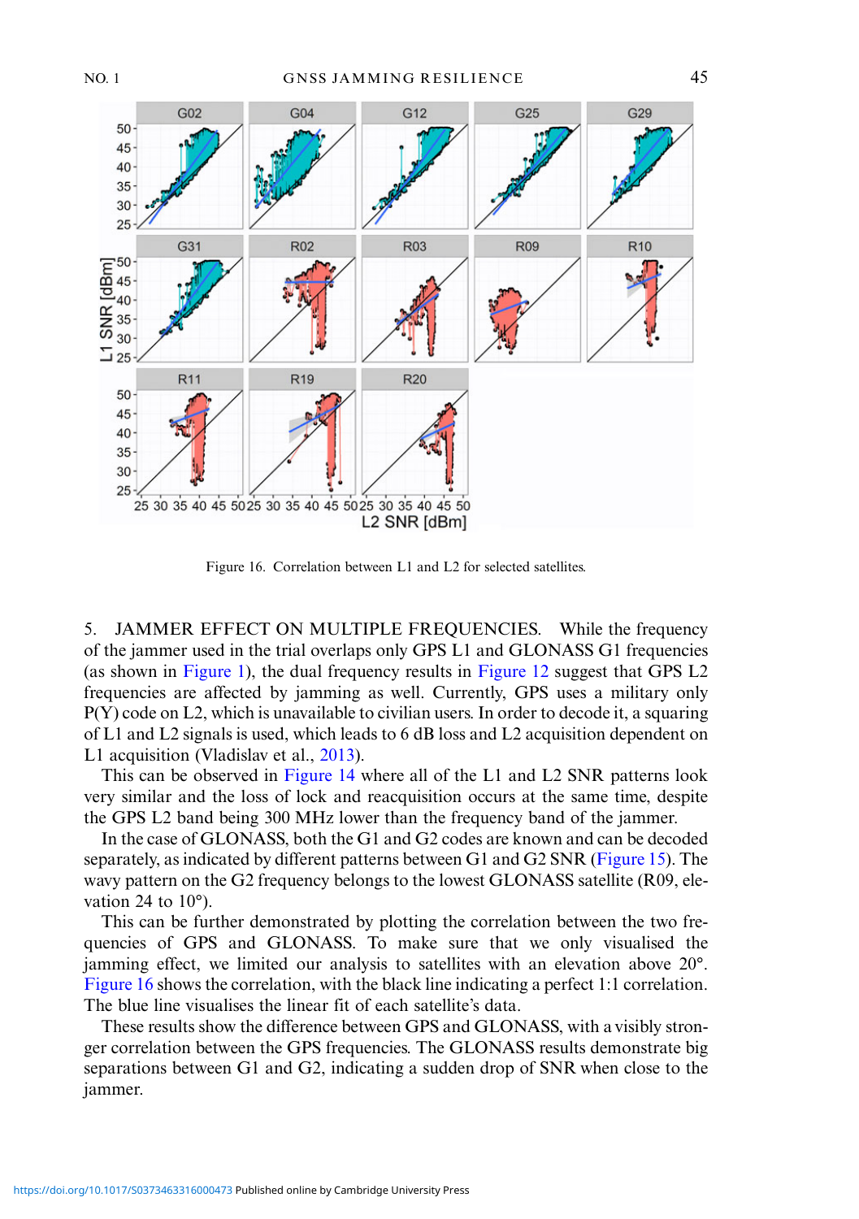Figure 16. Correlation between L1 and L2 for selected satellites.

## 5. JAMMER EFFECT ON MULTIPLE FREQUENCIES.

While the frequency of the jammer used in the trial overlaps only GPS L1 and GLONASS G1 frequencies (as shown in Figure 1), the dual frequency results in Figure 12 suggest that GPS L2 frequencies are affected by jamming as well. Currently, GPS uses a military only P(Y) code on L2, which is unavailable to civilian users. In order to decode it, a squaring of L1 and L2 signals is used, which leads to 6 dB loss and L2 acquisition dependent on L1 acquisition (Vladislav et al., 2013).

This can be observed in Figure 14 where all of the L1 and L2 SNR patterns look very similar and the loss of lock and reacquisition occurs at the same time, despite the GPS L2 band being 300 MHz lower than the frequency band of the jammer.

In the case of GLONASS, both the G1 and G2 codes are known and can be decoded separately, as indicated by different patterns between G1 and G2 SNR (Figure 15). The wavy pattern on the G2 frequency belongs to the lowest GLONASS satellite (R09, elevation 24 to 10°).

This can be further demonstrated by plotting the correlation between the two frequencies of GPS and GLONASS. To make sure that we only visualised the jamming effect, we limited our analysis to satellites with an elevation above 20°. Figure 16 shows the correlation, with the black line indicating a perfect 1:1 correlation. The blue line visualises the linear fit of each satellite's data.

These results show the difference between GPS and GLONASS, with a visibly stronger correlation between the GPS frequencies. The GLONASS results demonstrate big separations between G1 and G2, indicating a sudden drop of SNR when close to the jammer.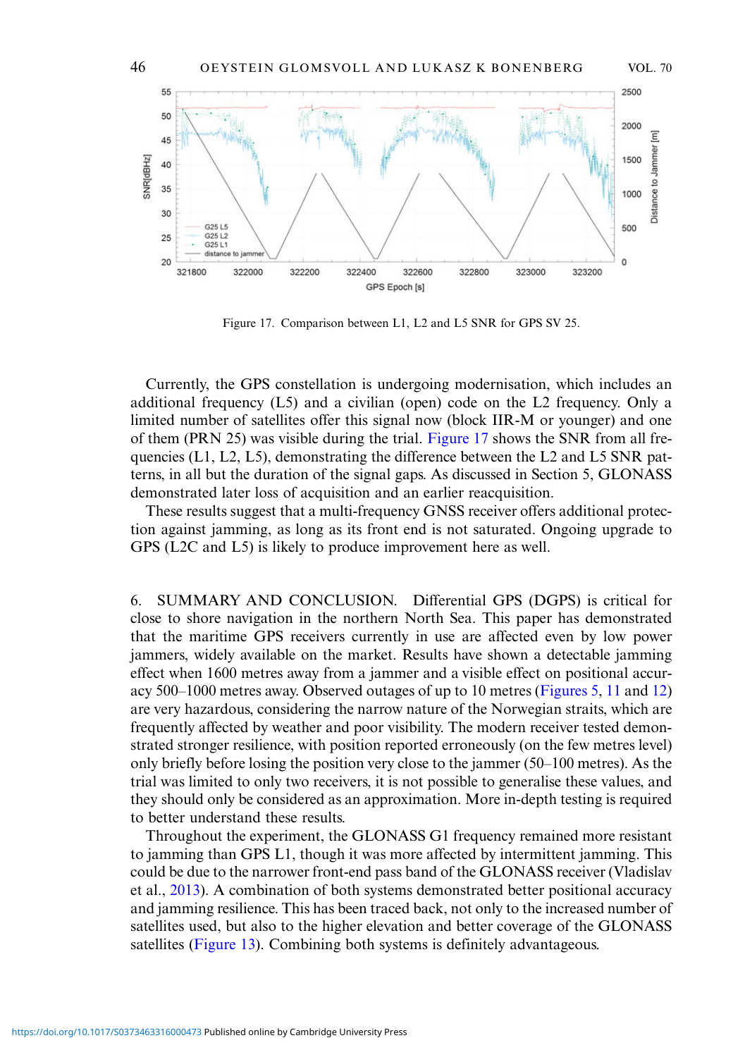Figure 17. Comparison between L1, L2 and L5 SNR for GPS SV 25.

Currently, the GPS constellation is undergoing modernisation, which includes an additional frequency (L5) and a civilian (open) code on the L2 frequency. Only a limited number of satellites offer this signal now (block IIR-M or younger) and one of them (PRN 25) was visible during the trial. Figure 17 shows the SNR from all frequencies (L1, L2, L5), demonstrating the difference between the L2 and L5 SNR patterns, in all but the duration of the signal gaps. As discussed in Section 5, GLONASS demonstrated later loss of acquisition and an earlier reacquisition.

These results suggest that a multi-frequency GNSS receiver offers additional protection against jamming, as long as its front end is not saturated. Ongoing upgrade to GPS (L2C and L5) is likely to produce improvement here as well.

## 6. SUMMARY AND CONCLUSION.

Differential GPS (DGPS) is critical for close to shore navigation in the northern North Sea. This paper has demonstrated that the maritime GPS receivers currently in use are affected even by low power jammers, widely available on the market. Results have shown a detectable jamming effect when 1600 metres away from a jammer and a visible effect on positional accuracy 500–1000 metres away. Observed outages of up to 10 metres (Figures 5, 11 and 12) are very hazardous, considering the narrow nature of the Norwegian straits, which are frequently affected by weather and poor visibility. The modern receiver tested demonstrated stronger resilience, with position reported erroneously (on the few metres level) only briefly before losing the position very close to the jammer (50–100 metres). As the trial was limited to only two receivers, it is not possible to generalise these values, and they should only be considered as an approximation. More in-depth testing is required to better understand these results.

Throughout the experiment, the GLONASS G1 frequency remained more resistant to jamming than GPS L1, though it was more affected by intermittent jamming. This could be due to the narrower front-end pass band of the GLONASS receiver (Vladislav et al., 2013). A combination of both systems demonstrated better positional accuracy and jamming resilience. This has been traced back, not only to the increased number of satellites used, but also to the higher elevation and better coverage of the GLONASS satellites (Figure 13). Combining both systems is definitely advantageous.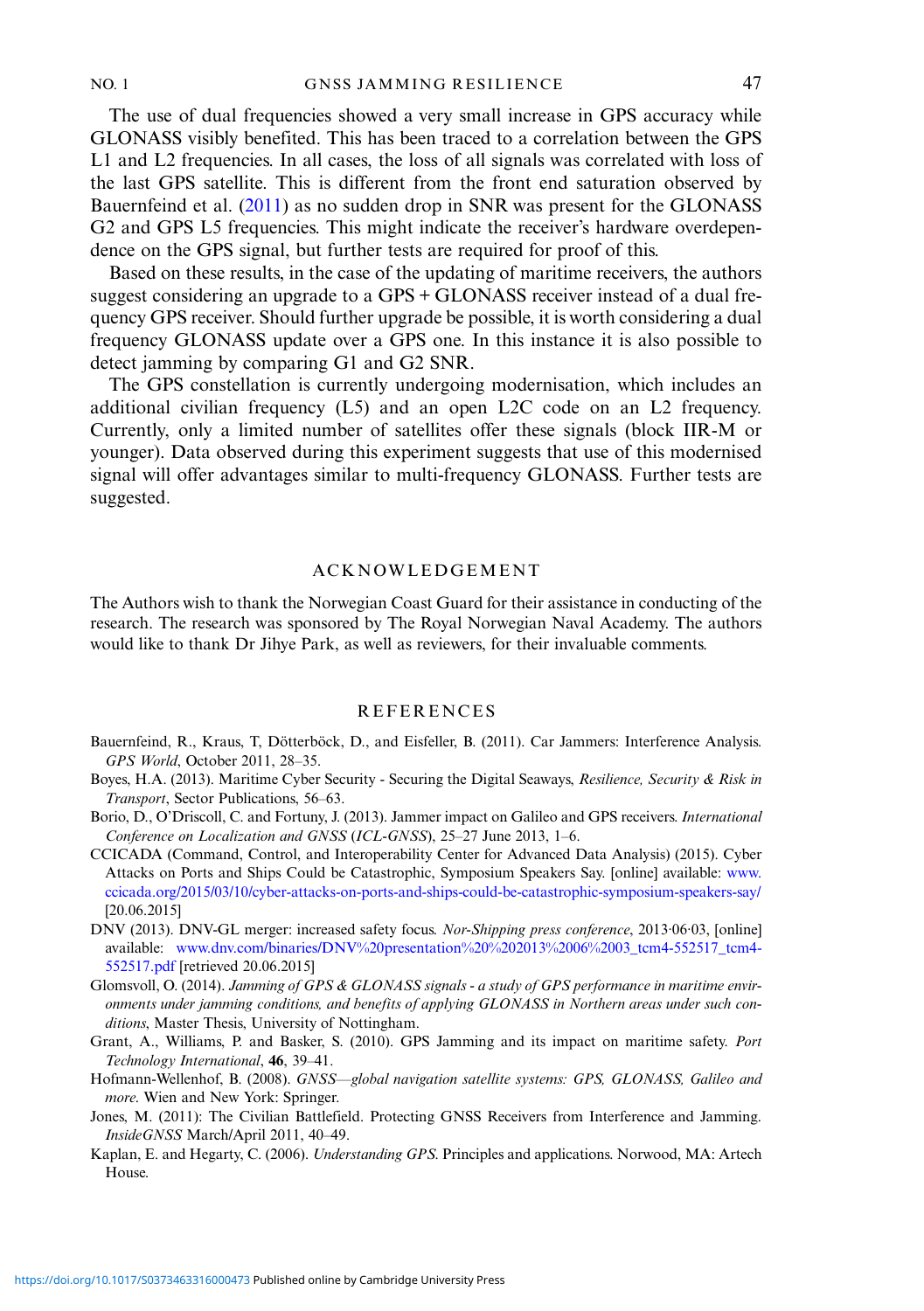The use of dual frequencies showed a very small increase in GPS accuracy while GLONASS visibly benefited. This has been traced to a correlation between the GPS L1 and L2 frequencies. In all cases, the loss of all signals was correlated with loss of the last GPS satellite. This is different from the front end saturation observed by Bauernfeind et al. (2011) as no sudden drop in SNR was present for the GLONASS G2 and GPS L5 frequencies. This might indicate the receiver's hardware overdependence on the GPS signal, but further tests are required for proof of this.

Based on these results, in the case of the updating of maritime receivers, the authors suggest considering an upgrade to a GPS + GLONASS receiver instead of a dual frequency GPS receiver. Should further upgrade be possible, it is worth considering a dual frequency GLONASS update over a GPS one. In this instance it is also possible to detect jamming by comparing G1 and G2 SNR.

The GPS constellation is currently undergoing modernisation, which includes an additional civilian frequency (L5) and an open L2C code on an L2 frequency. Currently, only a limited number of satellites offer these signals (block IIR-M or younger). Data observed during this experiment suggests that use of this modernised signal will offer advantages similar to multi-frequency GLONASS. Further tests are suggested.

## ACKNOWLEDGEMENT

The Authors wish to thank the Norwegian Coast Guard for their assistance in conducting of the research. The research was sponsored by The Royal Norwegian Naval Academy. The authors would like to thank Dr Jihye Park, as well as reviewers, for their invaluable comments.

## REFERENCES

Bauernfeind, R., Kraus, T, Dötterböck, D., and Eisfeller, B. (2011). Car Jammers: Interference Analysis. *GPS World*, October 2011, 28–35.

Boyes, H.A. (2013). Maritime Cyber Security - Securing the Digital Seaways, *Resilience, Security & Risk in Transport*, Sector Publications, 56–63.

Borio, D., O'Driscoll, C. and Fortuny, J. (2013). Jammer impact on Galileo and GPS receivers. *International Conference on Localization and GNSS (ICL-GNSS)*, 25–27 June 2013, 1–6.

CCICADA (Command, Control, and Interoperability Center for Advanced Data Analysis) (2015). Cyber Attacks on Ports and Ships Could be Catastrophic, Symposium Speakers Say. [online] available: www.ccicada.org/2015/03/10/cyber-attacks-on-ports-and-ships-could-be-catastrophic-symposium-speakers-say/ [20.06.2015]

DNV (2013). DNV-GL merger: increased safety focus. *Nor-Shipping press conference*, 2013·06·03, [online] available: www.dnv.com/binaries/DNV%20presentation%20%202013%2006%2003_tcm4-552517_tcm4-552517.pdf [retrieved 20.06.2015]

Glomsvoll, O. (2014). *Jamming of GPS & GLONASS signals - a study of GPS performance in maritime environments under jamming conditions, and benefits of applying GLONASS in Northern areas under such conditions*, Master Thesis, University of Nottingham.

Grant, A., Williams, P. and Basker, S. (2010). GPS Jamming and its impact on maritime safety. *Port Technology International*, **46**, 39–41.

Hofmann-Wellenhof, B. (2008). *GNSS—global navigation satellite systems: GPS, GLONASS, Galileo and more*. Wien and New York: Springer.

Jones, M. (2011): The Civilian Battlefield. Protecting GNSS Receivers from Interference and Jamming. *InsideGNSS* March/April 2011, 40–49.

Kaplan, E. and Hegarty, C. (2006). *Understanding GPS*. Principles and applications. Norwood, MA: Artech House.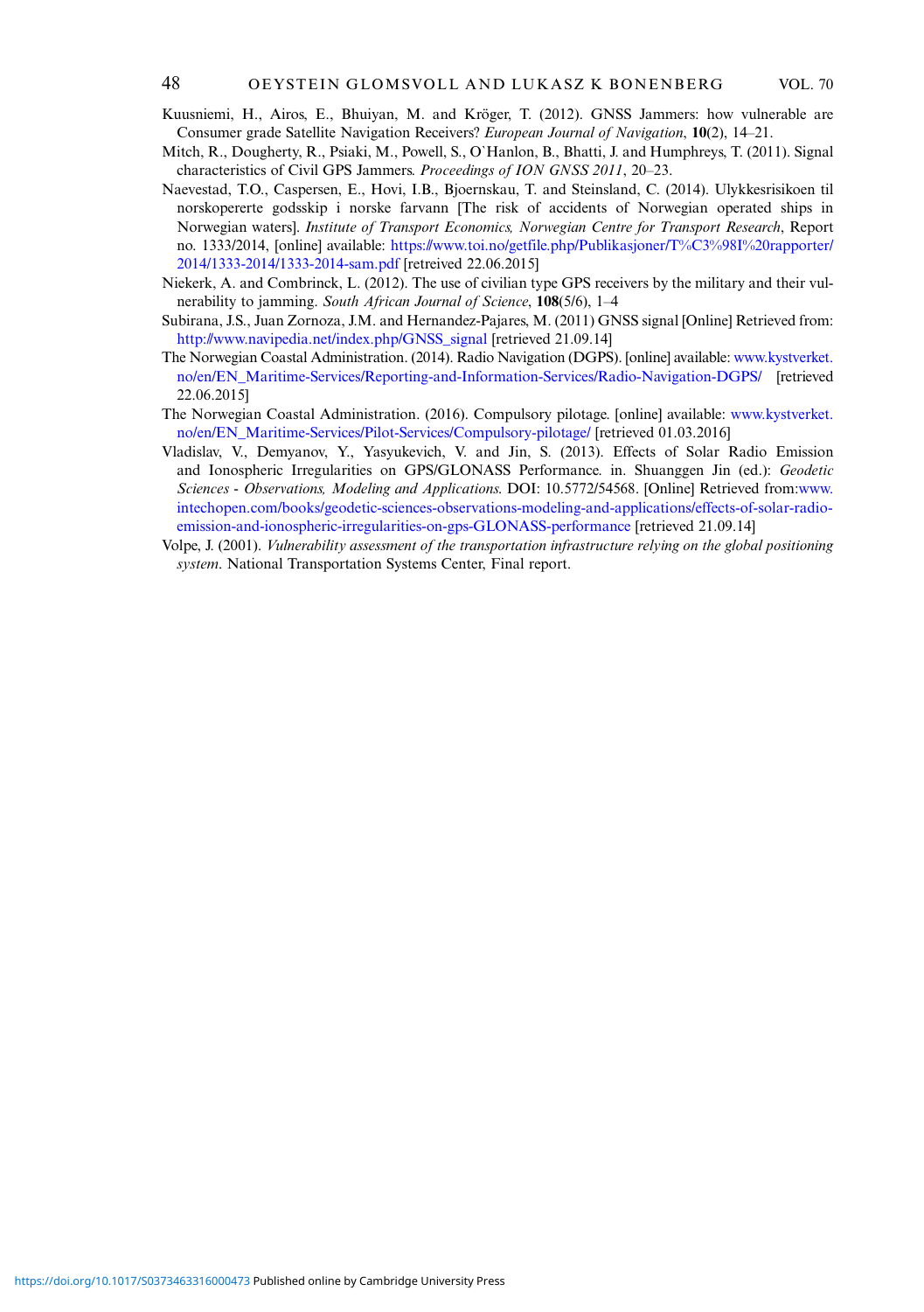Kuusniemi, H., Airos, E., Bhuiyan, M. and Kröger, T. (2012). GNSS Jammers: how vulnerable are Consumer grade Satellite Navigation Receivers? *European Journal of Navigation*, **10**(2), 14–21.

Mitch, R., Dougherty, R., Psiaki, M., Powell, S., O`Hanlon, B., Bhatti, J. and Humphreys, T. (2011). Signal characteristics of Civil GPS Jammers. *Proceedings of ION GNSS 2011*, 20–23.

Naevestad, T.O., Caspersen, E., Hovi, I.B., Bjoernskau, T. and Steinsland, C. (2014). Ulykkesrisikoen til norskopererte godsskip i norske farvann [The risk of accidents of Norwegian operated ships in Norwegian waters]. *Institute of Transport Economics, Norwegian Centre for Transport Research*, Report no. 1333/2014, [online] available: https://www.toi.no/getfile.php/Publikasjoner/T%C3%98I%20rapporter/2014/1333-2014/1333-2014-sam.pdf [retreived 22.06.2015]

Niekerk, A. and Combrinck, L. (2012). The use of civilian type GPS receivers by the military and their vulnerability to jamming. *South African Journal of Science*, **108**(5/6), 1–4

Subirana, J.S., Juan Zornoza, J.M. and Hernandez-Pajares, M. (2011) GNSS signal [Online] Retrieved from: http://www.navipedia.net/index.php/GNSS_signal [retrieved 21.09.14]

The Norwegian Coastal Administration. (2014). Radio Navigation (DGPS). [online] available: www.kystverket.no/en/EN_Maritime-Services/Reporting-and-Information-Services/Radio-Navigation-DGPS/ [retrieved 22.06.2015]

The Norwegian Coastal Administration. (2016). Compulsory pilotage. [online] available: www.kystverket.no/en/EN_Maritime-Services/Pilot-Services/Compulsory-pilotage/ [retrieved 01.03.2016]

Vladislav, V., Demyanov, Y., Yasyukevich, V. and Jin, S. (2013). Effects of Solar Radio Emission and Ionospheric Irregularities on GPS/GLONASS Performance. in. Shuanggen Jin (ed.): *Geodetic Sciences - Observations, Modeling and Applications*. DOI: 10.5772/54568. [Online] Retrieved from:www.intechopen.com/books/geodetic-sciences-observations-modeling-and-applications/effects-of-solar-radio-emission-and-ionospheric-irregularities-on-gps-GLONASS-performance [retrieved 21.09.14]

Volpe, J. (2001). *Vulnerability assessment of the transportation infrastructure relying on the global positioning system*. National Transportation Systems Center, Final report.